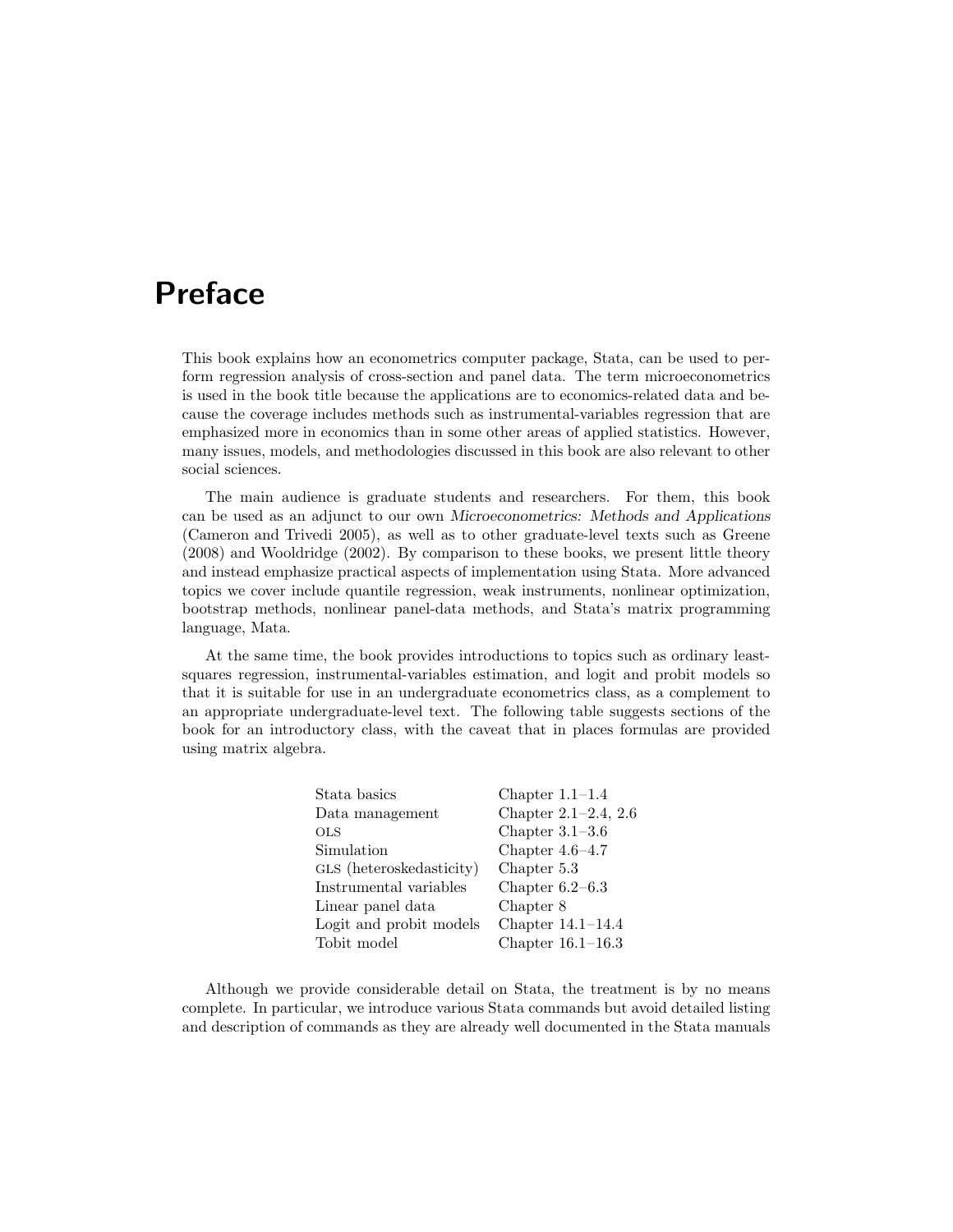# Preface

This book explains how an econometrics computer package, Stata, can be used to perform regression analysis of cross-section and panel data. The term microeconometrics is used in the book title because the applications are to economics-related data and because the coverage includes methods such as instrumental-variables regression that are emphasized more in economics than in some other areas of applied statistics. However, many issues, models, and methodologies discussed in this book are also relevant to other social sciences.

The main audience is graduate students and researchers. For them, this book can be used as an adjunct to our own *Microeconometrics: Methods and Applications* (Cameron and Trivedi 2005), as well as to other graduate-level texts such as Greene (2008) and Wooldridge (2002). By comparison to these books, we present little theory and instead emphasize practical aspects of implementation using Stata. More advanced topics we cover include quantile regression, weak instruments, nonlinear optimization, bootstrap methods, nonlinear panel-data methods, and Stata's matrix programming language, Mata.

At the same time, the book provides introductions to topics such as ordinary least-squares regression, instrumental-variables estimation, and logit and probit models so that it is suitable for use in an undergraduate econometrics class, as a complement to an appropriate undergraduate-level text. The following table suggests sections of the book for an introductory class, with the caveat that in places formulas are provided using matrix algebra.

| | |
|---|---|
| Stata basics | Chapter 1.1–1.4 |
| Data management | Chapter 2.1–2.4, 2.6 |
| OLS | Chapter 3.1–3.6 |
| Simulation | Chapter 4.6–4.7 |
| GLS (heteroskedasticity) | Chapter 5.3 |
| Instrumental variables | Chapter 6.2–6.3 |
| Linear panel data | Chapter 8 |
| Logit and probit models | Chapter 14.1–14.4 |
| Tobit model | Chapter 16.1–16.3 |

Although we provide considerable detail on Stata, the treatment is by no means complete. In particular, we introduce various Stata commands but avoid detailed listing and description of commands as they are already well documented in the Stata manuals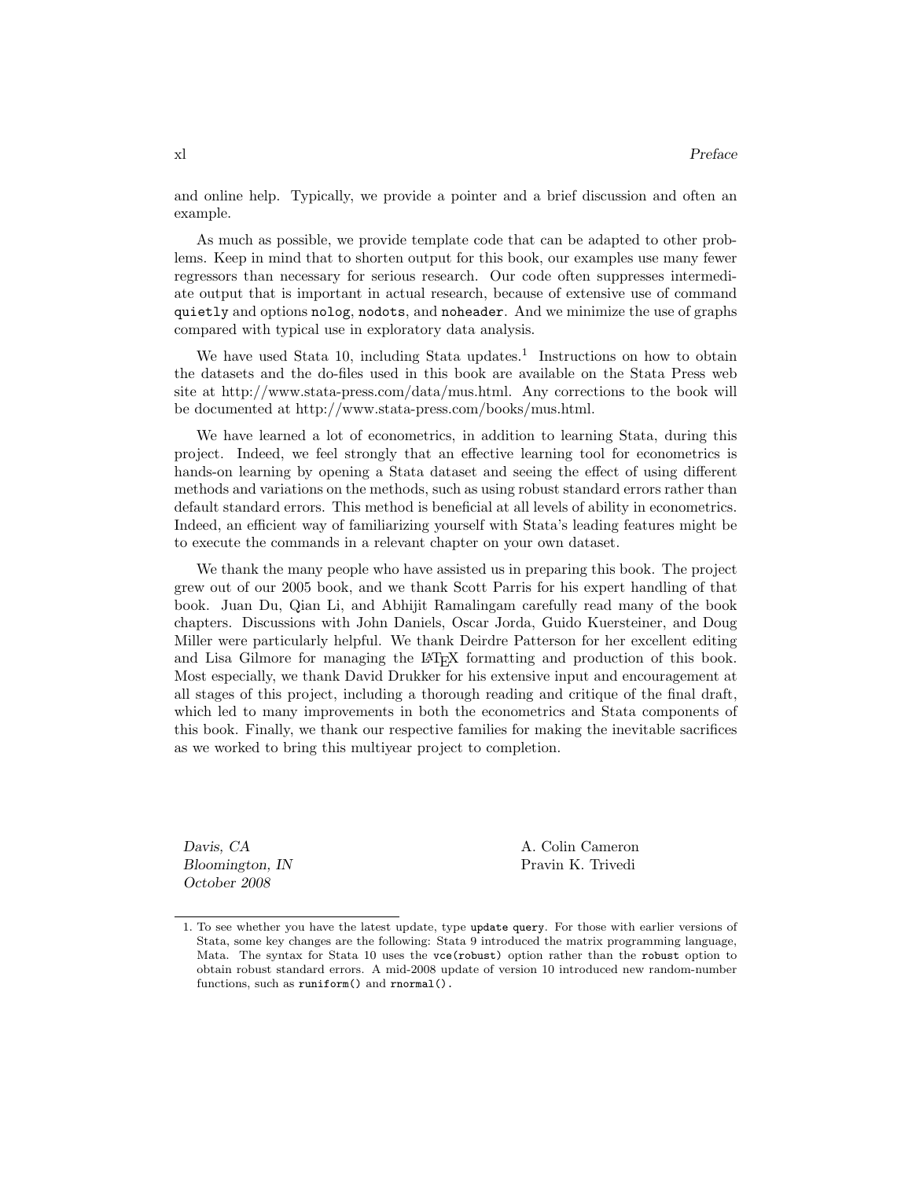and online help. Typically, we provide a pointer and a brief discussion and often an example.

As much as possible, we provide template code that can be adapted to other problems. Keep in mind that to shorten output for this book, our examples use many fewer regressors than necessary for serious research. Our code often suppresses intermediate output that is important in actual research, because of extensive use of command `quietly` and options `nolog`, `nodots`, and `noheader`. And we minimize the use of graphs compared with typical use in exploratory data analysis.

We have used Stata 10, including Stata updates.[1] Instructions on how to obtain the datasets and the do-files used in this book are available on the Stata Press web site at http://www.stata-press.com/data/mus.html. Any corrections to the book will be documented at http://www.stata-press.com/books/mus.html.

We have learned a lot of econometrics, in addition to learning Stata, during this project. Indeed, we feel strongly that an effective learning tool for econometrics is hands-on learning by opening a Stata dataset and seeing the effect of using different methods and variations on the methods, such as using robust standard errors rather than default standard errors. This method is beneficial at all levels of ability in econometrics. Indeed, an efficient way of familiarizing yourself with Stata's leading features might be to execute the commands in a relevant chapter on your own dataset.

We thank the many people who have assisted us in preparing this book. The project grew out of our 2005 book, and we thank Scott Parris for his expert handling of that book. Juan Du, Qian Li, and Abhijit Ramalingam carefully read many of the book chapters. Discussions with John Daniels, Oscar Jorda, Guido Kuersteiner, and Doug Miller were particularly helpful. We thank Deirdre Patterson for her excellent editing and Lisa Gilmore for managing the LaTeX formatting and production of this book. Most especially, we thank David Drukker for his extensive input and encouragement at all stages of this project, including a thorough reading and critique of the final draft, which led to many improvements in both the econometrics and Stata components of this book. Finally, we thank our respective families for making the inevitable sacrifices as we worked to bring this multiyear project to completion.

*Davis, CA*
*Bloomington, IN*
*October 2008*

A. Colin Cameron
Pravin K. Trivedi

---

1. To see whether you have the latest update, type `update query`. For those with earlier versions of Stata, some key changes are the following: Stata 9 introduced the matrix programming language, Mata. The syntax for Stata 10 uses the `vce(robust)` option rather than the `robust` option to obtain robust standard errors. A mid-2008 update of version 10 introduced new random-number functions, such as `runiform()` and `rnormal()`.